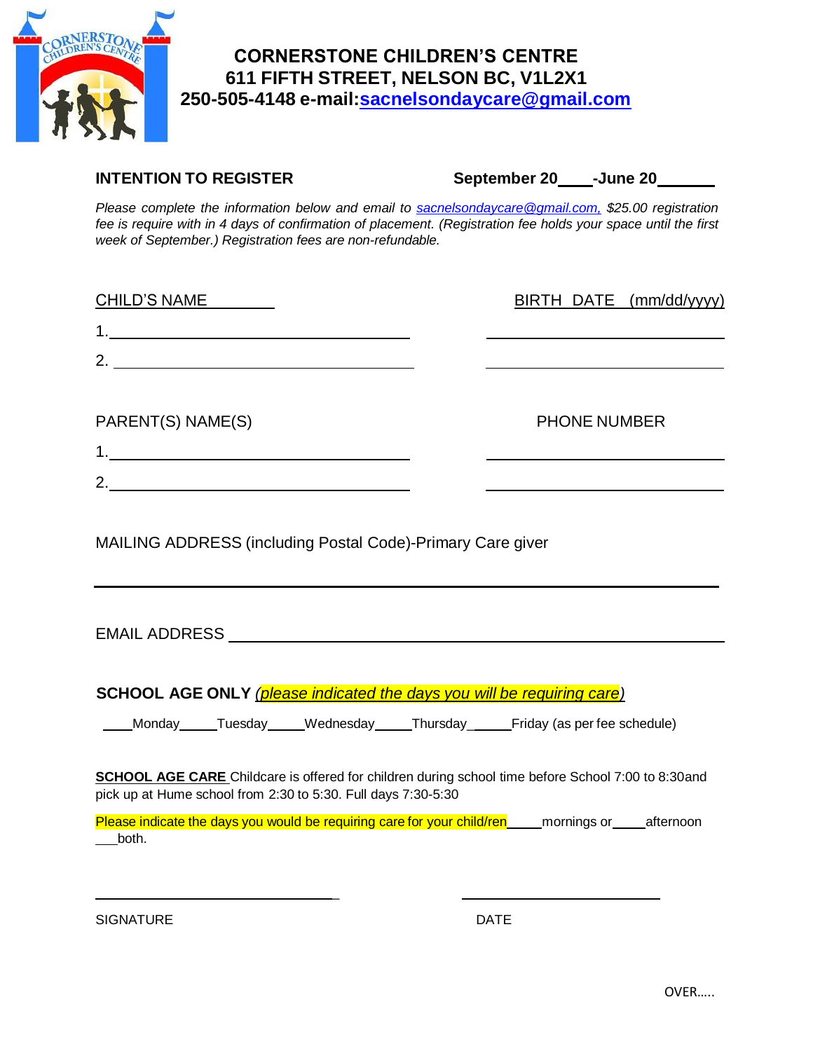# CORNERSTONE CHILDREN'S CENTRE
## 611 FIFTH STREET, NELSON BC, V1L2X1
## 250-505-4148 e-mail:sacnelsondaycare@gmail.com

**INTENTION TO REGISTER** **September 20\_\_\_\_-June 20\_\_\_\_\_\_**

*Please complete the information below and email to sacnelsondaycare@gmail.com, $25.00 registration fee is require with in 4 days of confirmation of placement. (Registration fee holds your space until the first week of September.) Registration fees are non-refundable.*

| CHILD'S NAME | BIRTH DATE (mm/dd/yyyy) |
|---|---|
| 1.\_\_\_\_\_\_\_\_\_\_\_\_\_\_\_\_\_\_\_\_\_\_\_\_\_\_\_\_ | \_\_\_\_\_\_\_\_\_\_\_\_\_\_\_\_\_\_\_\_\_\_\_\_ |
| 2.\_\_\_\_\_\_\_\_\_\_\_\_\_\_\_\_\_\_\_\_\_\_\_\_\_\_\_\_ | \_\_\_\_\_\_\_\_\_\_\_\_\_\_\_\_\_\_\_\_\_\_\_\_ |

| PARENT(S) NAME(S) | PHONE NUMBER |
|---|---|
| 1.\_\_\_\_\_\_\_\_\_\_\_\_\_\_\_\_\_\_\_\_\_\_\_\_\_\_\_\_ | \_\_\_\_\_\_\_\_\_\_\_\_\_\_\_\_\_\_\_\_\_\_\_\_ |
| 2.\_\_\_\_\_\_\_\_\_\_\_\_\_\_\_\_\_\_\_\_\_\_\_\_\_\_\_\_ | \_\_\_\_\_\_\_\_\_\_\_\_\_\_\_\_\_\_\_\_\_\_\_\_ |

MAILING ADDRESS (including Postal Code)-Primary Care giver

\_\_\_\_\_\_\_\_\_\_\_\_\_\_\_\_\_\_\_\_\_\_\_\_\_\_\_\_\_\_\_\_\_\_\_\_\_\_\_\_\_\_\_\_\_\_\_\_\_\_\_\_\_\_\_\_\_\_\_\_

EMAIL ADDRESS \_\_\_\_\_\_\_\_\_\_\_\_\_\_\_\_\_\_\_\_\_\_\_\_\_\_\_\_\_\_\_\_\_\_\_\_\_\_\_\_\_\_\_\_\_\_\_\_

**SCHOOL AGE ONLY** *(please indicated the days you will be requiring care)*

\_\_\_\_Monday\_\_\_\_\_Tuesday\_\_\_\_\_Wednesday\_\_\_\_\_Thursday\_\_\_\_\_\_Friday (as per fee schedule)

**SCHOOL AGE CARE** Childcare is offered for children during school time before School 7:00 to 8:30and pick up at Hume school from 2:30 to 5:30. Full days 7:30-5:30

Please indicate the days you would be requiring care for your child/ren\_\_\_\_\_mornings or\_\_\_\_\_afternoon \_\_\_both.

\_\_\_\_\_\_\_\_\_\_\_\_\_\_\_\_\_\_\_\_\_\_\_\_\_\_\_\_\_\_ \_\_\_\_\_\_\_\_\_\_\_\_\_\_\_\_\_\_\_\_\_\_\_\_

SIGNATURE DATE

OVER.....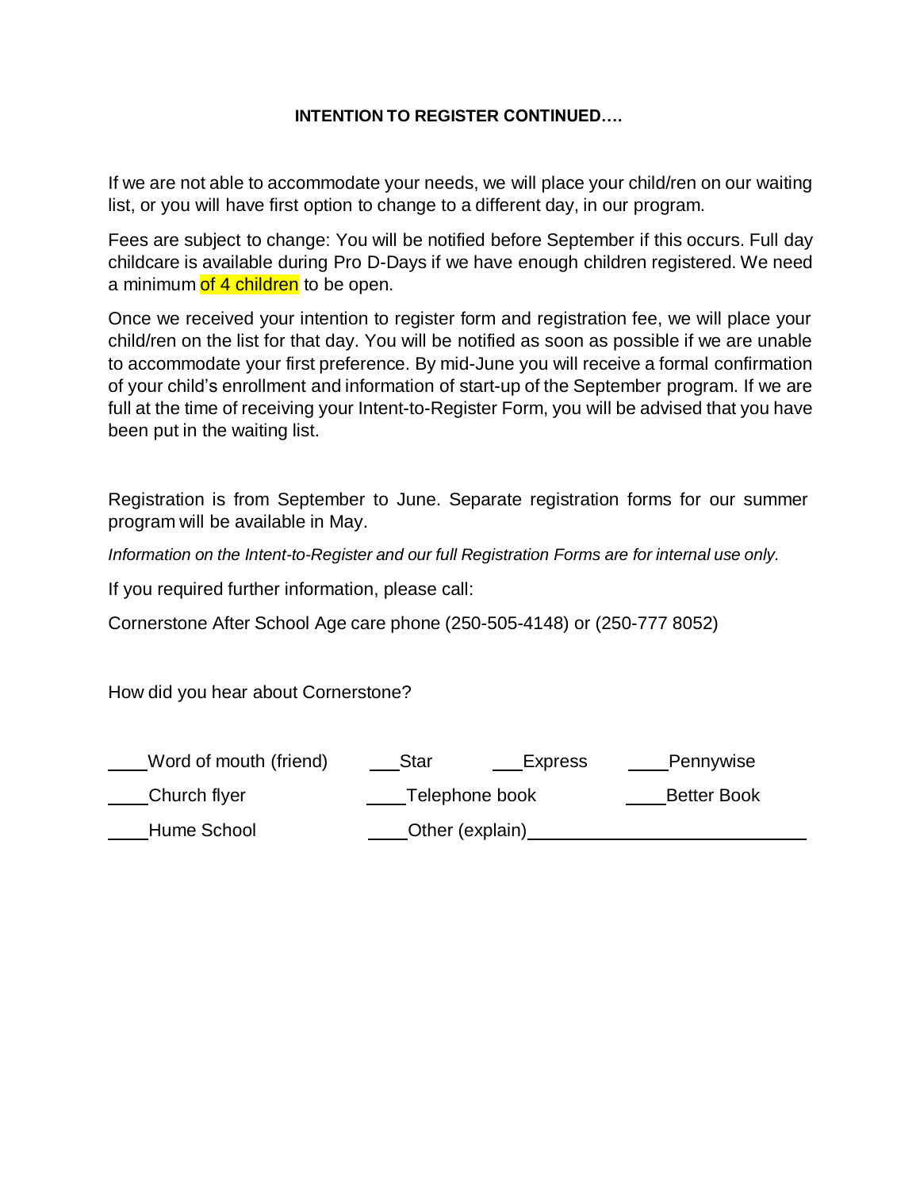**INTENTION TO REGISTER CONTINUED….**

If we are not able to accommodate your needs, we will place your child/ren on our waiting list, or you will have first option to change to a different day, in our program.

Fees are subject to change: You will be notified before September if this occurs. Full day childcare is available during Pro D-Days if we have enough children registered. We need a minimum of 4 children to be open.

Once we received your intention to register form and registration fee, we will place your child/ren on the list for that day. You will be notified as soon as possible if we are unable to accommodate your first preference. By mid-June you will receive a formal confirmation of your child's enrollment and information of start-up of the September program. If we are full at the time of receiving your Intent-to-Register Form, you will be advised that you have been put in the waiting list.

Registration is from September to June. Separate registration forms for our summer program will be available in May.

*Information on the Intent-to-Register and our full Registration Forms are for internal use only.*

If you required further information, please call:

Cornerstone After School Age care phone (250-505-4148) or (250-777 8052)

How did you hear about Cornerstone?

____Word of mouth (friend) ___Star ___Express ____Pennywise

____Church flyer ____Telephone book ____Better Book

____Hume School ____Other (explain)______________________________